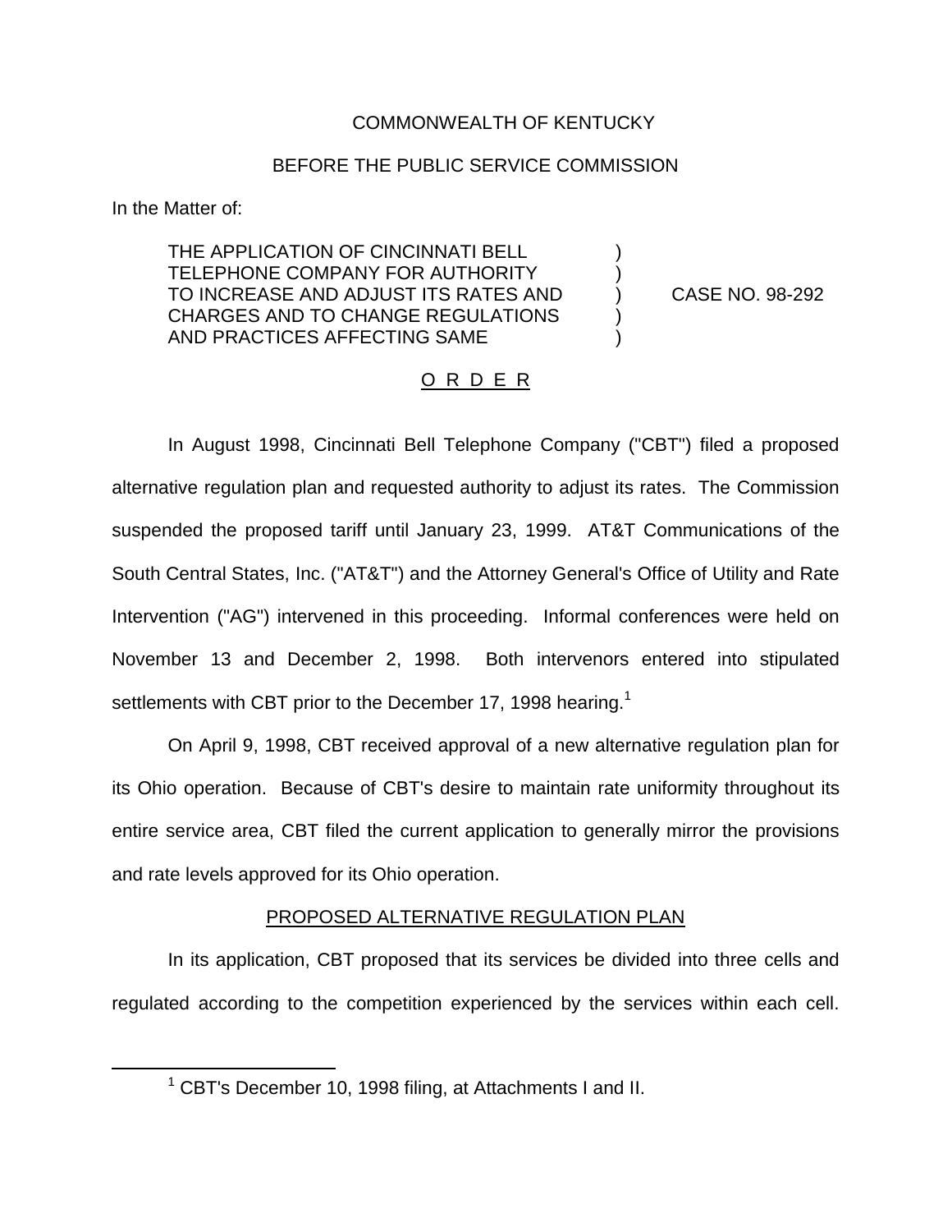COMMONWEALTH OF KENTUCKY

BEFORE THE PUBLIC SERVICE COMMISSION

In the Matter of:

THE APPLICATION OF CINCINNATI BELL TELEPHONE COMPANY FOR AUTHORITY TO INCREASE AND ADJUST ITS RATES AND CHARGES AND TO CHANGE REGULATIONS AND PRACTICES AFFECTING SAME ) CASE NO. 98-292

O R D E R

In August 1998, Cincinnati Bell Telephone Company ("CBT") filed a proposed alternative regulation plan and requested authority to adjust its rates. The Commission suspended the proposed tariff until January 23, 1999. AT&T Communications of the South Central States, Inc. ("AT&T") and the Attorney General's Office of Utility and Rate Intervention ("AG") intervened in this proceeding. Informal conferences were held on November 13 and December 2, 1998. Both intervenors entered into stipulated settlements with CBT prior to the December 17, 1998 hearing.[1]

On April 9, 1998, CBT received approval of a new alternative regulation plan for its Ohio operation. Because of CBT's desire to maintain rate uniformity throughout its entire service area, CBT filed the current application to generally mirror the provisions and rate levels approved for its Ohio operation.

PROPOSED ALTERNATIVE REGULATION PLAN

In its application, CBT proposed that its services be divided into three cells and regulated according to the competition experienced by the services within each cell.

[1] CBT's December 10, 1998 filing, at Attachments I and II.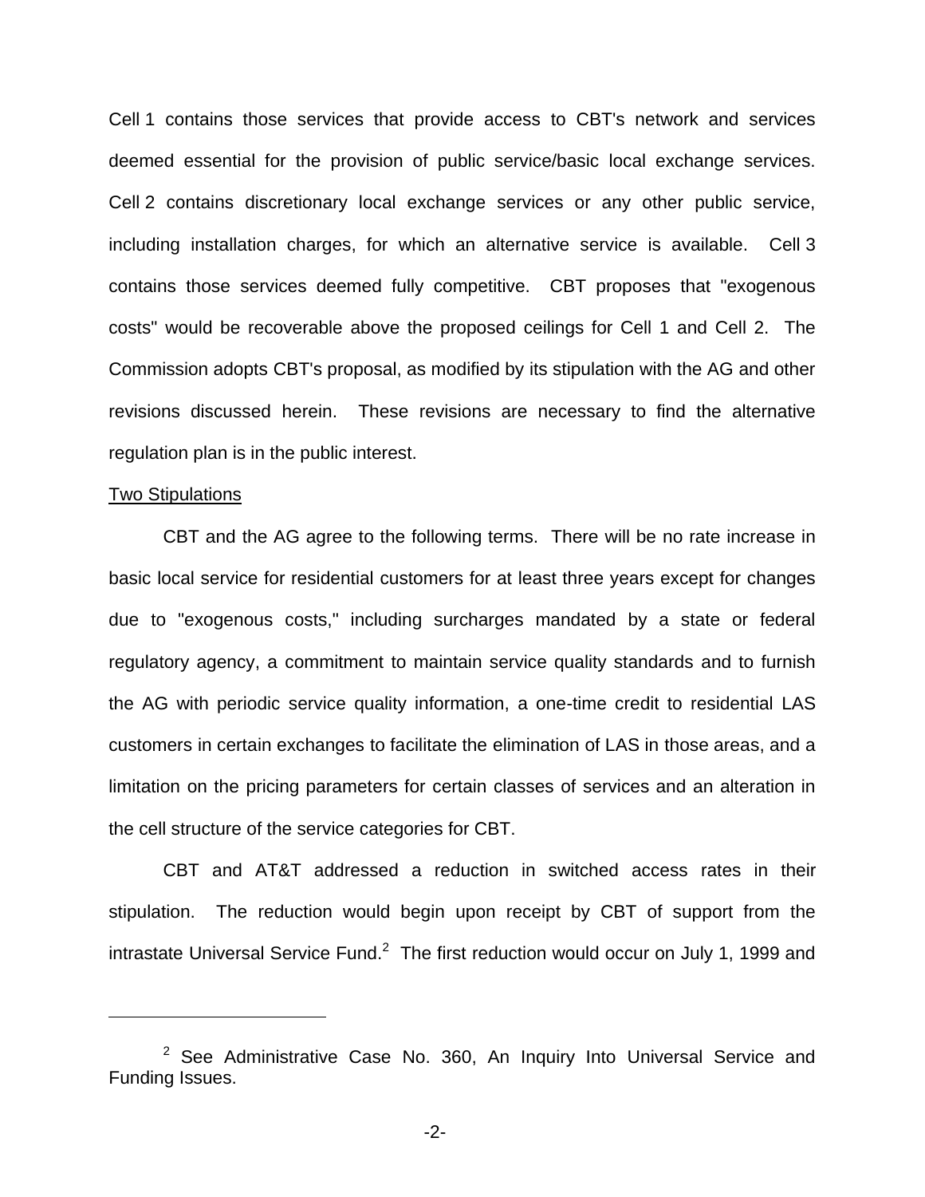Cell 1 contains those services that provide access to CBT's network and services deemed essential for the provision of public service/basic local exchange services. Cell 2 contains discretionary local exchange services or any other public service, including installation charges, for which an alternative service is available. Cell 3 contains those services deemed fully competitive. CBT proposes that "exogenous costs" would be recoverable above the proposed ceilings for Cell 1 and Cell 2. The Commission adopts CBT's proposal, as modified by its stipulation with the AG and other revisions discussed herein. These revisions are necessary to find the alternative regulation plan is in the public interest.

Two Stipulations

CBT and the AG agree to the following terms. There will be no rate increase in basic local service for residential customers for at least three years except for changes due to "exogenous costs," including surcharges mandated by a state or federal regulatory agency, a commitment to maintain service quality standards and to furnish the AG with periodic service quality information, a one-time credit to residential LAS customers in certain exchanges to facilitate the elimination of LAS in those areas, and a limitation on the pricing parameters for certain classes of services and an alteration in the cell structure of the service categories for CBT.

CBT and AT&T addressed a reduction in switched access rates in their stipulation. The reduction would begin upon receipt by CBT of support from the intrastate Universal Service Fund.[2] The first reduction would occur on July 1, 1999 and

[2] See Administrative Case No. 360, An Inquiry Into Universal Service and Funding Issues.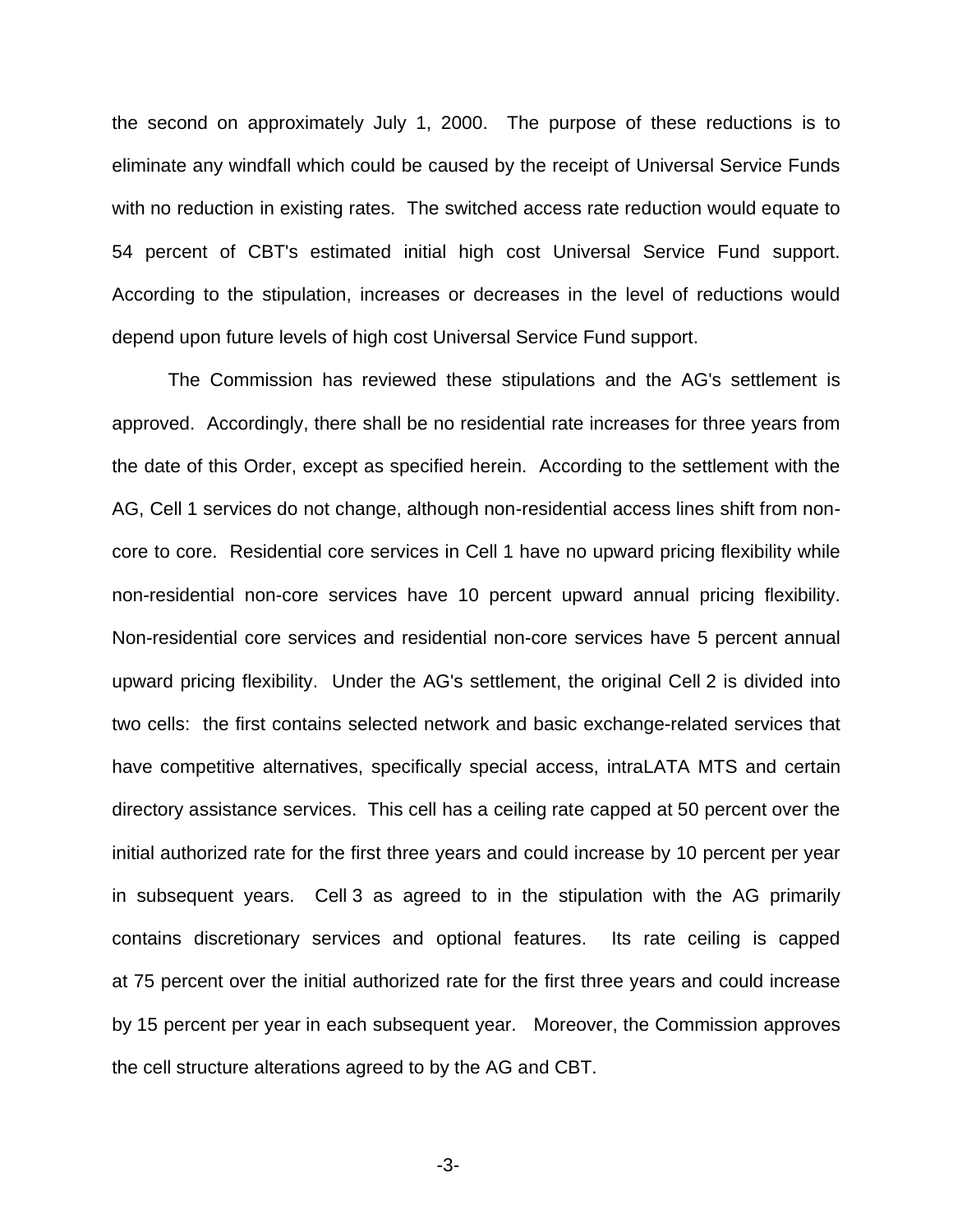the second on approximately July 1, 2000. The purpose of these reductions is to eliminate any windfall which could be caused by the receipt of Universal Service Funds with no reduction in existing rates. The switched access rate reduction would equate to 54 percent of CBT's estimated initial high cost Universal Service Fund support. According to the stipulation, increases or decreases in the level of reductions would depend upon future levels of high cost Universal Service Fund support.

The Commission has reviewed these stipulations and the AG's settlement is approved. Accordingly, there shall be no residential rate increases for three years from the date of this Order, except as specified herein. According to the settlement with the AG, Cell 1 services do not change, although non-residential access lines shift from non-core to core. Residential core services in Cell 1 have no upward pricing flexibility while non-residential non-core services have 10 percent upward annual pricing flexibility. Non-residential core services and residential non-core services have 5 percent annual upward pricing flexibility. Under the AG's settlement, the original Cell 2 is divided into two cells: the first contains selected network and basic exchange-related services that have competitive alternatives, specifically special access, intraLATA MTS and certain directory assistance services. This cell has a ceiling rate capped at 50 percent over the initial authorized rate for the first three years and could increase by 10 percent per year in subsequent years. Cell 3 as agreed to in the stipulation with the AG primarily contains discretionary services and optional features. Its rate ceiling is capped at 75 percent over the initial authorized rate for the first three years and could increase by 15 percent per year in each subsequent year. Moreover, the Commission approves the cell structure alterations agreed to by the AG and CBT.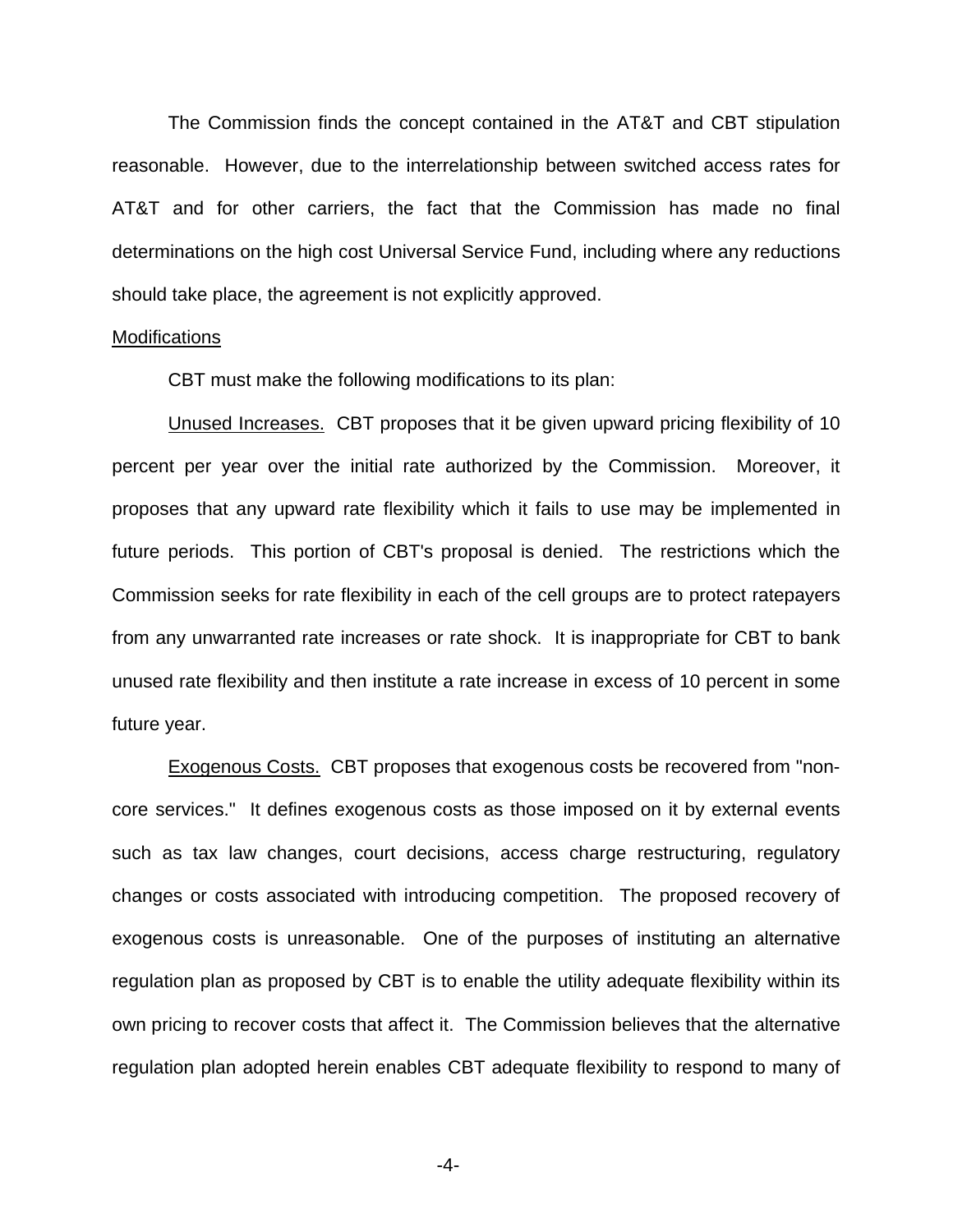The Commission finds the concept contained in the AT&T and CBT stipulation reasonable. However, due to the interrelationship between switched access rates for AT&T and for other carriers, the fact that the Commission has made no final determinations on the high cost Universal Service Fund, including where any reductions should take place, the agreement is not explicitly approved.

Modifications

CBT must make the following modifications to its plan:

Unused Increases. CBT proposes that it be given upward pricing flexibility of 10 percent per year over the initial rate authorized by the Commission. Moreover, it proposes that any upward rate flexibility which it fails to use may be implemented in future periods. This portion of CBT's proposal is denied. The restrictions which the Commission seeks for rate flexibility in each of the cell groups are to protect ratepayers from any unwarranted rate increases or rate shock. It is inappropriate for CBT to bank unused rate flexibility and then institute a rate increase in excess of 10 percent in some future year.

Exogenous Costs. CBT proposes that exogenous costs be recovered from "non-core services." It defines exogenous costs as those imposed on it by external events such as tax law changes, court decisions, access charge restructuring, regulatory changes or costs associated with introducing competition. The proposed recovery of exogenous costs is unreasonable. One of the purposes of instituting an alternative regulation plan as proposed by CBT is to enable the utility adequate flexibility within its own pricing to recover costs that affect it. The Commission believes that the alternative regulation plan adopted herein enables CBT adequate flexibility to respond to many of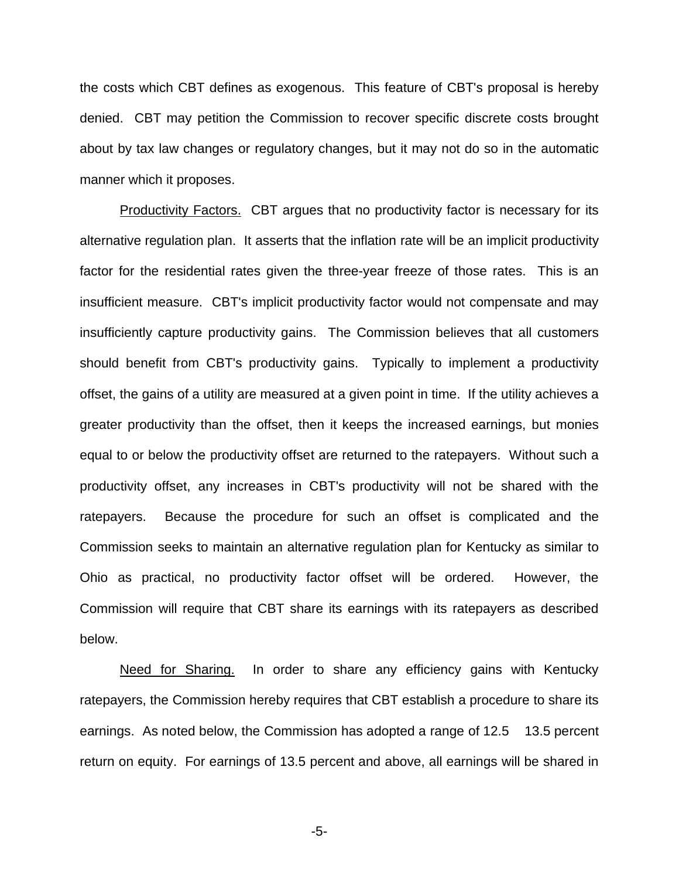the costs which CBT defines as exogenous. This feature of CBT's proposal is hereby denied. CBT may petition the Commission to recover specific discrete costs brought about by tax law changes or regulatory changes, but it may not do so in the automatic manner which it proposes.

<u>Productivity Factors.</u> CBT argues that no productivity factor is necessary for its alternative regulation plan. It asserts that the inflation rate will be an implicit productivity factor for the residential rates given the three-year freeze of those rates. This is an insufficient measure. CBT's implicit productivity factor would not compensate and may insufficiently capture productivity gains. The Commission believes that all customers should benefit from CBT's productivity gains. Typically to implement a productivity offset, the gains of a utility are measured at a given point in time. If the utility achieves a greater productivity than the offset, then it keeps the increased earnings, but monies equal to or below the productivity offset are returned to the ratepayers. Without such a productivity offset, any increases in CBT's productivity will not be shared with the ratepayers. Because the procedure for such an offset is complicated and the Commission seeks to maintain an alternative regulation plan for Kentucky as similar to Ohio as practical, no productivity factor offset will be ordered. However, the Commission will require that CBT share its earnings with its ratepayers as described below.

<u>Need for Sharing.</u> In order to share any efficiency gains with Kentucky ratepayers, the Commission hereby requires that CBT establish a procedure to share its earnings. As noted below, the Commission has adopted a range of 12.5 13.5 percent return on equity. For earnings of 13.5 percent and above, all earnings will be shared in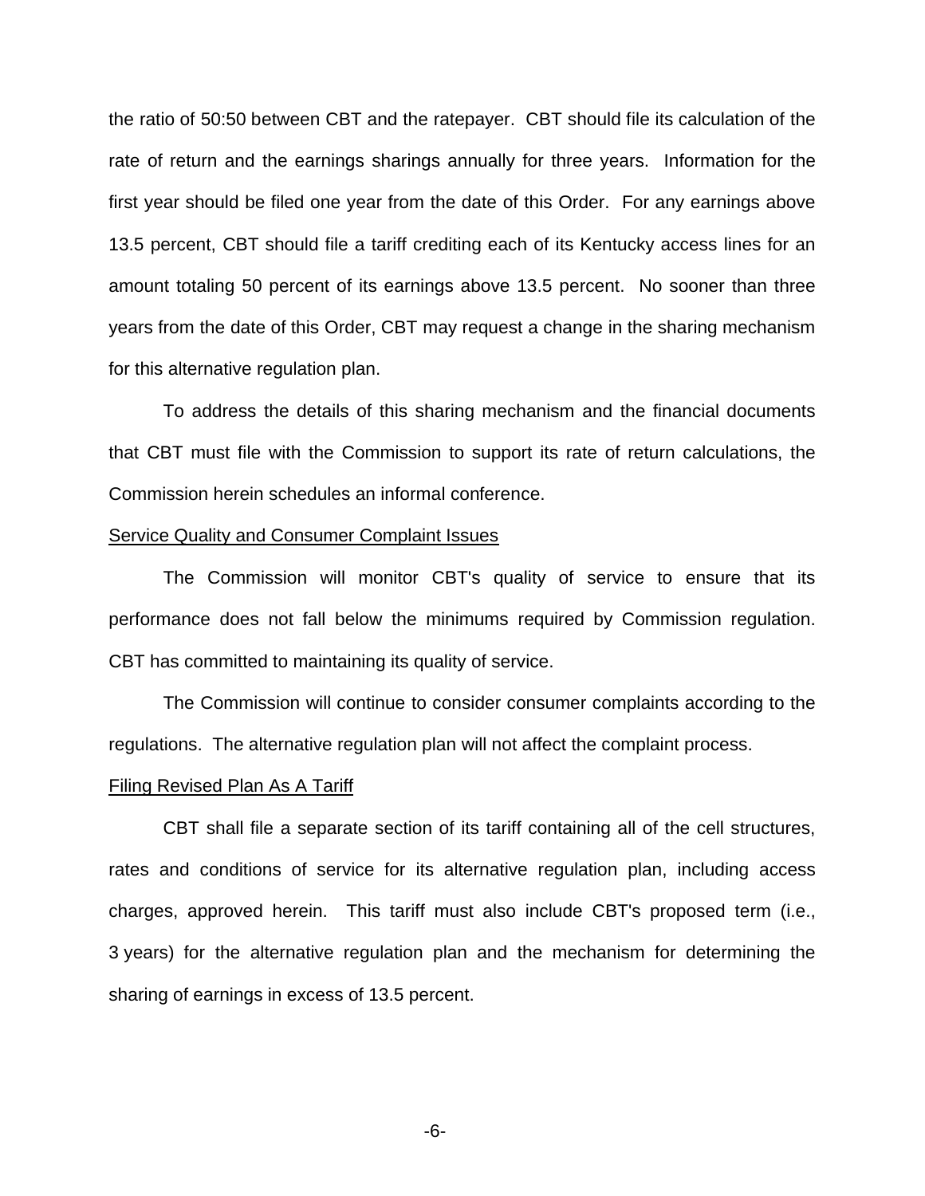the ratio of 50:50 between CBT and the ratepayer. CBT should file its calculation of the rate of return and the earnings sharings annually for three years. Information for the first year should be filed one year from the date of this Order. For any earnings above 13.5 percent, CBT should file a tariff crediting each of its Kentucky access lines for an amount totaling 50 percent of its earnings above 13.5 percent. No sooner than three years from the date of this Order, CBT may request a change in the sharing mechanism for this alternative regulation plan.

To address the details of this sharing mechanism and the financial documents that CBT must file with the Commission to support its rate of return calculations, the Commission herein schedules an informal conference.

Service Quality and Consumer Complaint Issues

The Commission will monitor CBT's quality of service to ensure that its performance does not fall below the minimums required by Commission regulation. CBT has committed to maintaining its quality of service.

The Commission will continue to consider consumer complaints according to the regulations. The alternative regulation plan will not affect the complaint process.

Filing Revised Plan As A Tariff

CBT shall file a separate section of its tariff containing all of the cell structures, rates and conditions of service for its alternative regulation plan, including access charges, approved herein. This tariff must also include CBT's proposed term (i.e., 3 years) for the alternative regulation plan and the mechanism for determining the sharing of earnings in excess of 13.5 percent.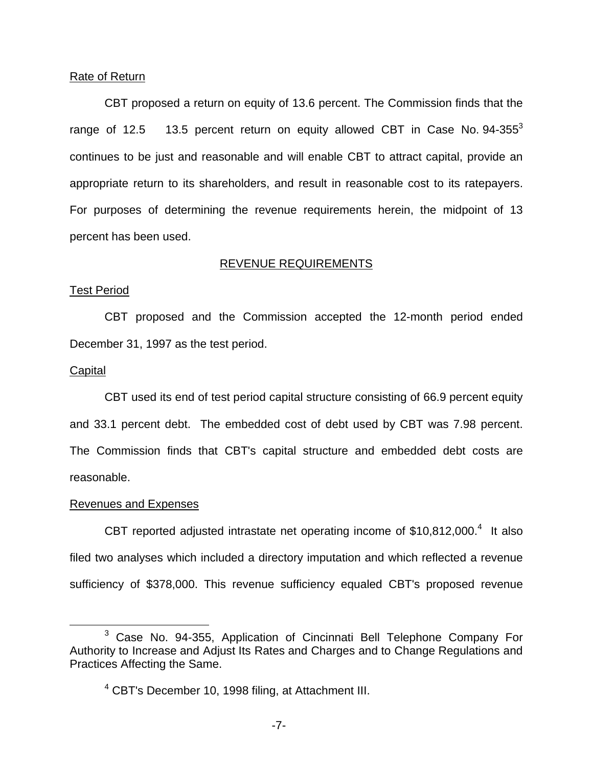Rate of Return

CBT proposed a return on equity of 13.6 percent. The Commission finds that the range of 12.5 13.5 percent return on equity allowed CBT in Case No. 94-355[3] continues to be just and reasonable and will enable CBT to attract capital, provide an appropriate return to its shareholders, and result in reasonable cost to its ratepayers. For purposes of determining the revenue requirements herein, the midpoint of 13 percent has been used.

## REVENUE REQUIREMENTS

Test Period

CBT proposed and the Commission accepted the 12-month period ended December 31, 1997 as the test period.

Capital

CBT used its end of test period capital structure consisting of 66.9 percent equity and 33.1 percent debt. The embedded cost of debt used by CBT was 7.98 percent. The Commission finds that CBT's capital structure and embedded debt costs are reasonable.

Revenues and Expenses

CBT reported adjusted intrastate net operating income of $10,812,000.[4] It also filed two analyses which included a directory imputation and which reflected a revenue sufficiency of $378,000. This revenue sufficiency equaled CBT's proposed revenue

[3] Case No. 94-355, Application of Cincinnati Bell Telephone Company For Authority to Increase and Adjust Its Rates and Charges and to Change Regulations and Practices Affecting the Same.

[4] CBT's December 10, 1998 filing, at Attachment III.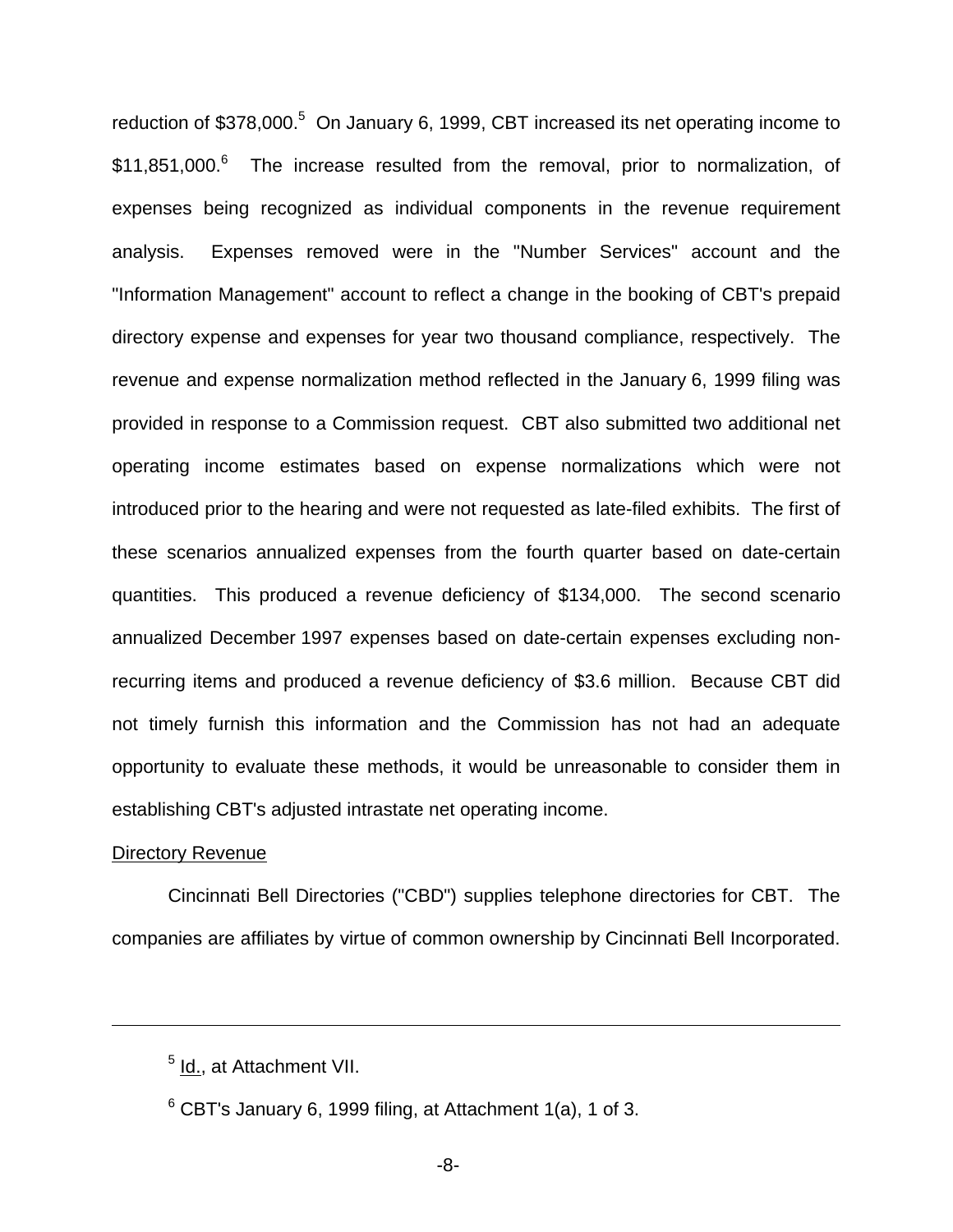reduction of $378,000.[5] On January 6, 1999, CBT increased its net operating income to $11,851,000.[6] The increase resulted from the removal, prior to normalization, of expenses being recognized as individual components in the revenue requirement analysis. Expenses removed were in the "Number Services" account and the "Information Management" account to reflect a change in the booking of CBT's prepaid directory expense and expenses for year two thousand compliance, respectively. The revenue and expense normalization method reflected in the January 6, 1999 filing was provided in response to a Commission request. CBT also submitted two additional net operating income estimates based on expense normalizations which were not introduced prior to the hearing and were not requested as late-filed exhibits. The first of these scenarios annualized expenses from the fourth quarter based on date-certain quantities. This produced a revenue deficiency of $134,000. The second scenario annualized December 1997 expenses based on date-certain expenses excluding non-recurring items and produced a revenue deficiency of $3.6 million. Because CBT did not timely furnish this information and the Commission has not had an adequate opportunity to evaluate these methods, it would be unreasonable to consider them in establishing CBT's adjusted intrastate net operating income.

<u>Directory Revenue</u>

Cincinnati Bell Directories ("CBD") supplies telephone directories for CBT. The companies are affiliates by virtue of common ownership by Cincinnati Bell Incorporated.

---

[5] <u>Id.</u>, at Attachment VII.

[6] CBT's January 6, 1999 filing, at Attachment 1(a), 1 of 3.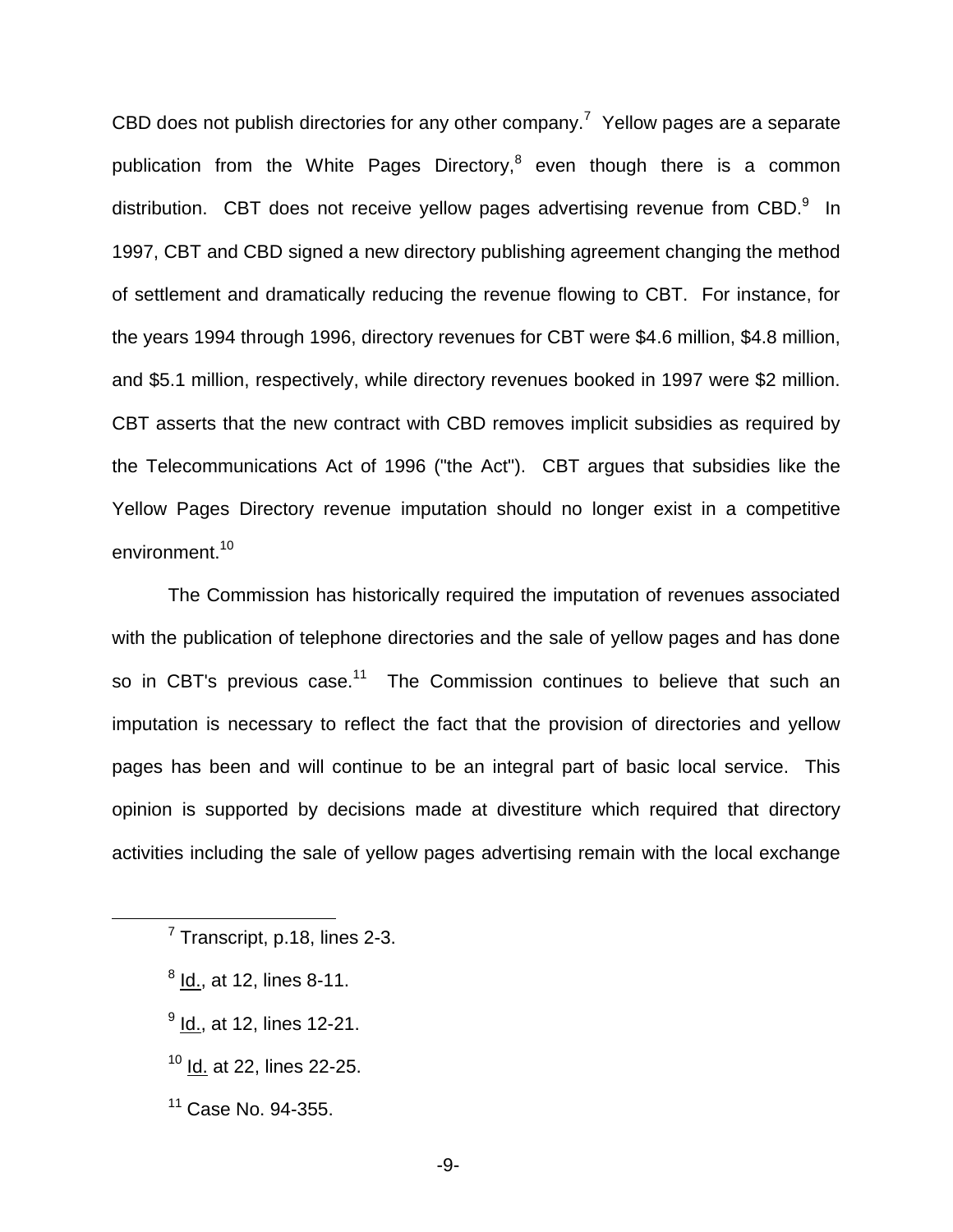CBD does not publish directories for any other company.[7] Yellow pages are a separate publication from the White Pages Directory,[8] even though there is a common distribution. CBT does not receive yellow pages advertising revenue from CBD.[9] In 1997, CBT and CBD signed a new directory publishing agreement changing the method of settlement and dramatically reducing the revenue flowing to CBT. For instance, for the years 1994 through 1996, directory revenues for CBT were $4.6 million, $4.8 million, and $5.1 million, respectively, while directory revenues booked in 1997 were $2 million. CBT asserts that the new contract with CBD removes implicit subsidies as required by the Telecommunications Act of 1996 ("the Act"). CBT argues that subsidies like the Yellow Pages Directory revenue imputation should no longer exist in a competitive environment.[10]

The Commission has historically required the imputation of revenues associated with the publication of telephone directories and the sale of yellow pages and has done so in CBT's previous case.[11] The Commission continues to believe that such an imputation is necessary to reflect the fact that the provision of directories and yellow pages has been and will continue to be an integral part of basic local service. This opinion is supported by decisions made at divestiture which required that directory activities including the sale of yellow pages advertising remain with the local exchange

---

[7] Transcript, p.18, lines 2-3.

[8] Id., at 12, lines 8-11.

[9] Id., at 12, lines 12-21.

[10] Id. at 22, lines 22-25.

[11] Case No. 94-355.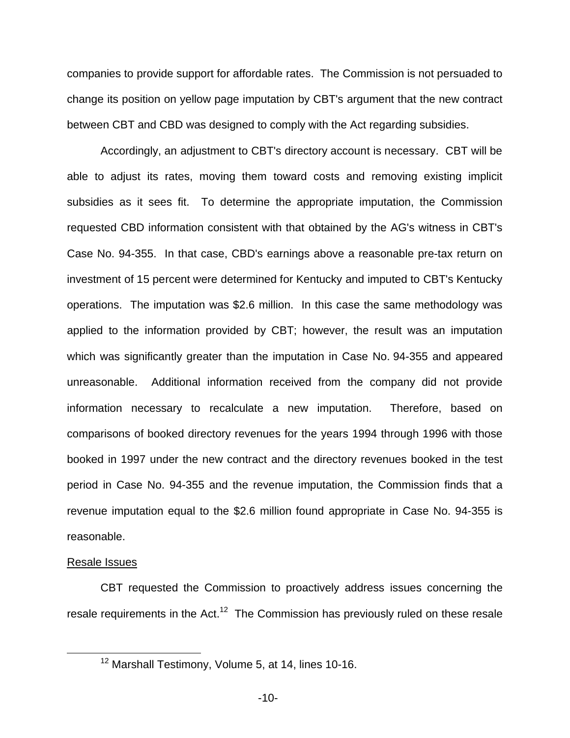companies to provide support for affordable rates. The Commission is not persuaded to change its position on yellow page imputation by CBT's argument that the new contract between CBT and CBD was designed to comply with the Act regarding subsidies.

Accordingly, an adjustment to CBT's directory account is necessary. CBT will be able to adjust its rates, moving them toward costs and removing existing implicit subsidies as it sees fit. To determine the appropriate imputation, the Commission requested CBD information consistent with that obtained by the AG's witness in CBT's Case No. 94-355. In that case, CBD's earnings above a reasonable pre-tax return on investment of 15 percent were determined for Kentucky and imputed to CBT's Kentucky operations. The imputation was $2.6 million. In this case the same methodology was applied to the information provided by CBT; however, the result was an imputation which was significantly greater than the imputation in Case No. 94-355 and appeared unreasonable. Additional information received from the company did not provide information necessary to recalculate a new imputation. Therefore, based on comparisons of booked directory revenues for the years 1994 through 1996 with those booked in 1997 under the new contract and the directory revenues booked in the test period in Case No. 94-355 and the revenue imputation, the Commission finds that a revenue imputation equal to the $2.6 million found appropriate in Case No. 94-355 is reasonable.

<u>Resale Issues</u>

CBT requested the Commission to proactively address issues concerning the resale requirements in the Act.[12] The Commission has previously ruled on these resale

[12] Marshall Testimony, Volume 5, at 14, lines 10-16.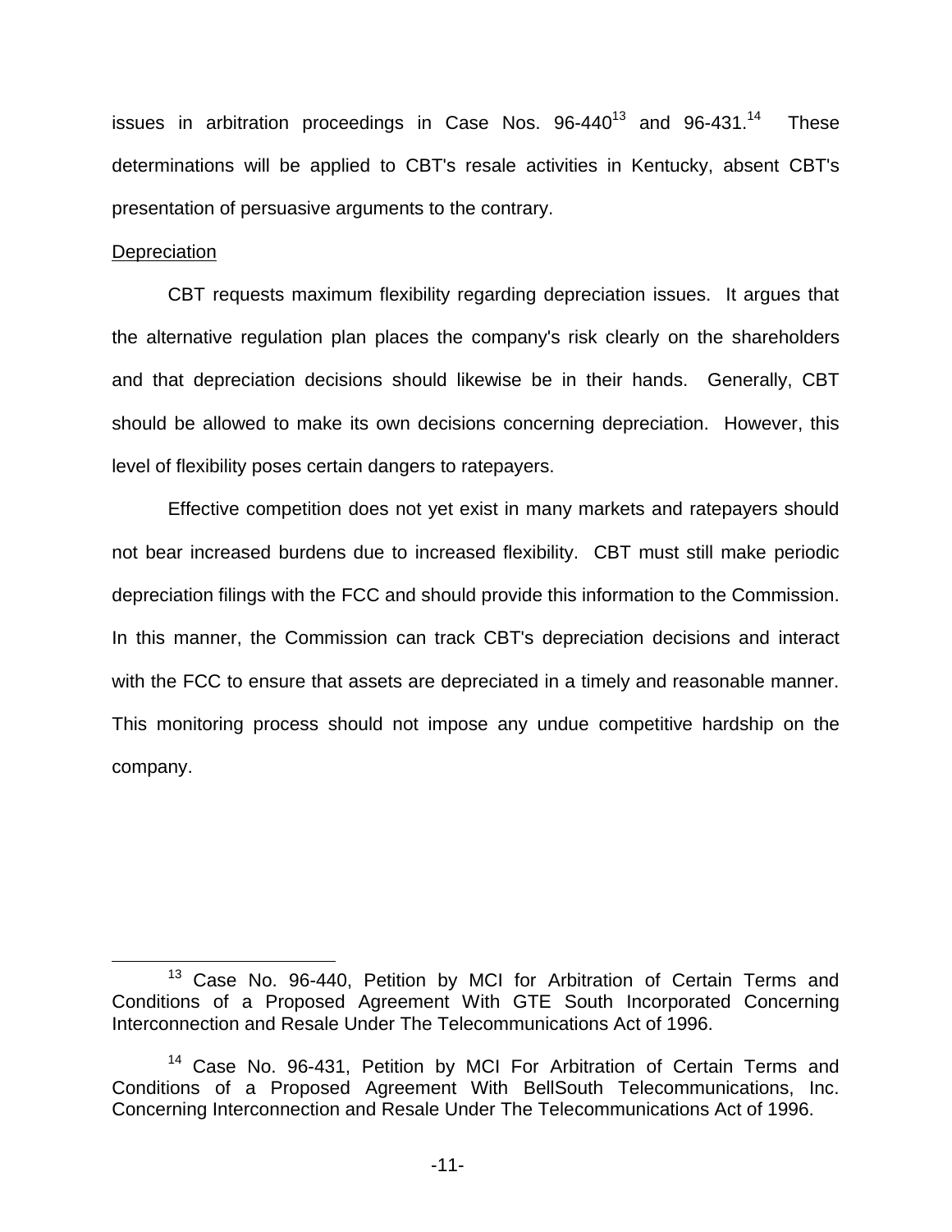issues in arbitration proceedings in Case Nos. 96-440[13] and 96-431.[14] These determinations will be applied to CBT's resale activities in Kentucky, absent CBT's presentation of persuasive arguments to the contrary.

Depreciation

CBT requests maximum flexibility regarding depreciation issues. It argues that the alternative regulation plan places the company's risk clearly on the shareholders and that depreciation decisions should likewise be in their hands. Generally, CBT should be allowed to make its own decisions concerning depreciation. However, this level of flexibility poses certain dangers to ratepayers.

Effective competition does not yet exist in many markets and ratepayers should not bear increased burdens due to increased flexibility. CBT must still make periodic depreciation filings with the FCC and should provide this information to the Commission. In this manner, the Commission can track CBT's depreciation decisions and interact with the FCC to ensure that assets are depreciated in a timely and reasonable manner. This monitoring process should not impose any undue competitive hardship on the company.

---

[13] Case No. 96-440, Petition by MCI for Arbitration of Certain Terms and Conditions of a Proposed Agreement With GTE South Incorporated Concerning Interconnection and Resale Under The Telecommunications Act of 1996.

[14] Case No. 96-431, Petition by MCI For Arbitration of Certain Terms and Conditions of a Proposed Agreement With BellSouth Telecommunications, Inc. Concerning Interconnection and Resale Under The Telecommunications Act of 1996.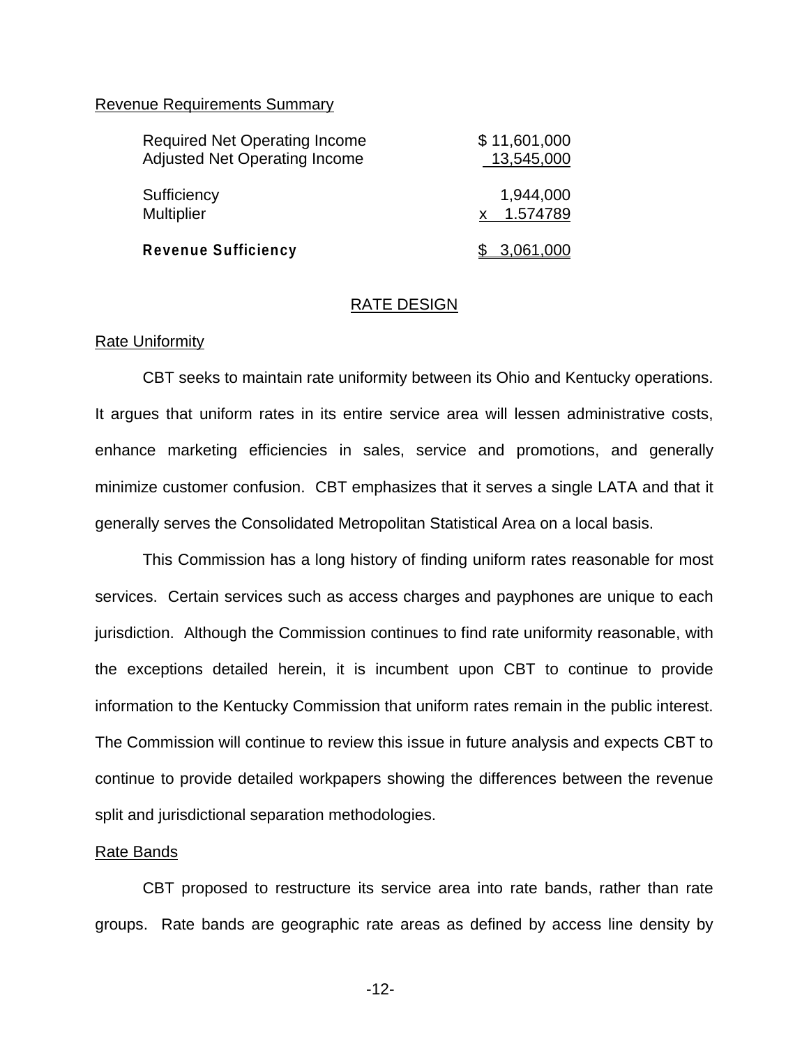Revenue Requirements Summary

| | |
|---|---|
| Required Net Operating Income | $ 11,601,000 |
| Adjusted Net Operating Income | 13,545,000 |
| Sufficiency | 1,944,000 |
| Multiplier | x 1.574789 |
| **Revenue Sufficiency** | $ 3,061,000 |

## RATE DESIGN

Rate Uniformity

CBT seeks to maintain rate uniformity between its Ohio and Kentucky operations. It argues that uniform rates in its entire service area will lessen administrative costs, enhance marketing efficiencies in sales, service and promotions, and generally minimize customer confusion. CBT emphasizes that it serves a single LATA and that it generally serves the Consolidated Metropolitan Statistical Area on a local basis.

This Commission has a long history of finding uniform rates reasonable for most services. Certain services such as access charges and payphones are unique to each jurisdiction. Although the Commission continues to find rate uniformity reasonable, with the exceptions detailed herein, it is incumbent upon CBT to continue to provide information to the Kentucky Commission that uniform rates remain in the public interest. The Commission will continue to review this issue in future analysis and expects CBT to continue to provide detailed workpapers showing the differences between the revenue split and jurisdictional separation methodologies.

Rate Bands

CBT proposed to restructure its service area into rate bands, rather than rate groups. Rate bands are geographic rate areas as defined by access line density by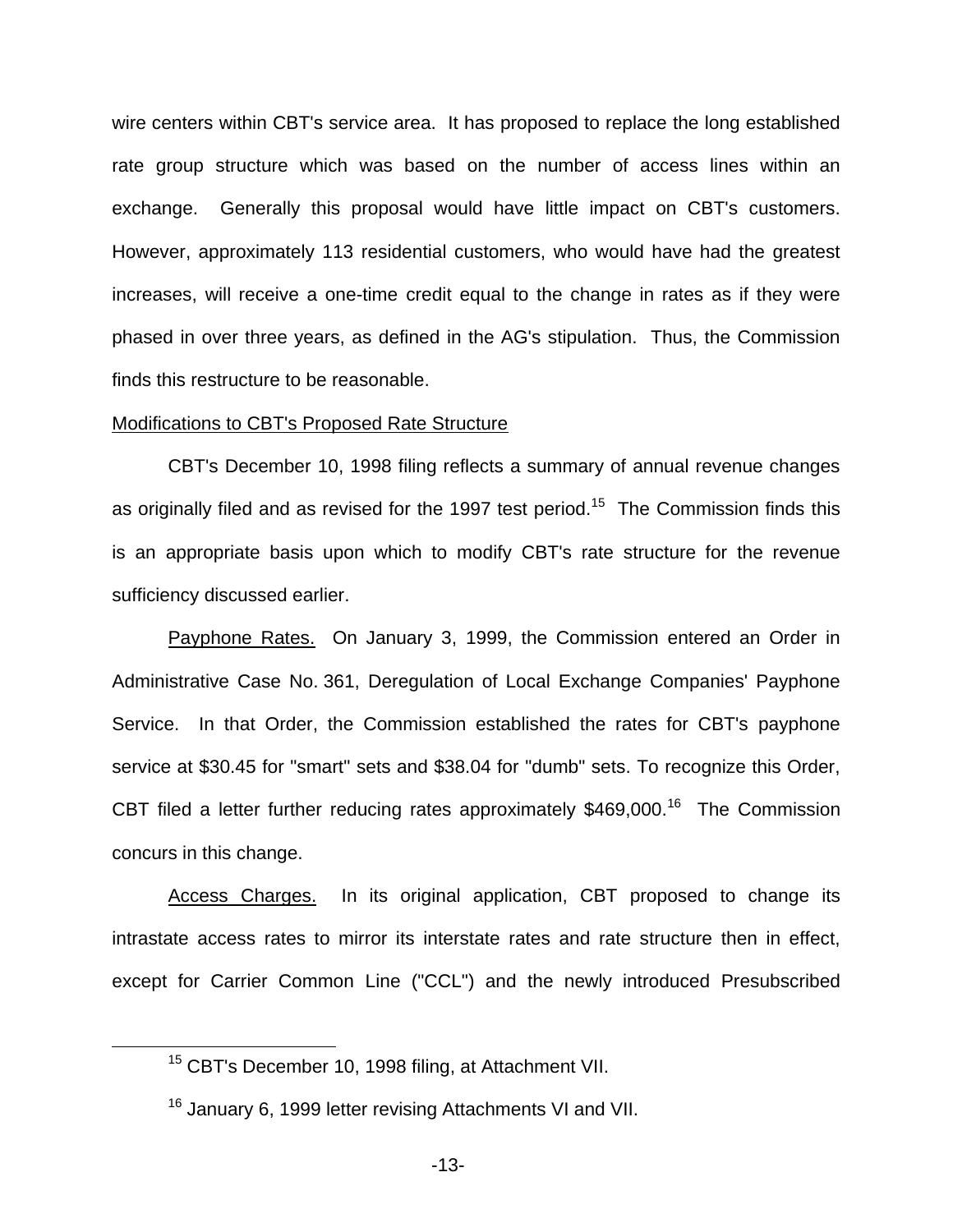wire centers within CBT's service area. It has proposed to replace the long established rate group structure which was based on the number of access lines within an exchange. Generally this proposal would have little impact on CBT's customers. However, approximately 113 residential customers, who would have had the greatest increases, will receive a one-time credit equal to the change in rates as if they were phased in over three years, as defined in the AG's stipulation. Thus, the Commission finds this restructure to be reasonable.

Modifications to CBT's Proposed Rate Structure

CBT's December 10, 1998 filing reflects a summary of annual revenue changes as originally filed and as revised for the 1997 test period.[15] The Commission finds this is an appropriate basis upon which to modify CBT's rate structure for the revenue sufficiency discussed earlier.

Payphone Rates. On January 3, 1999, the Commission entered an Order in Administrative Case No. 361, Deregulation of Local Exchange Companies' Payphone Service. In that Order, the Commission established the rates for CBT's payphone service at $30.45 for "smart" sets and $38.04 for "dumb" sets. To recognize this Order, CBT filed a letter further reducing rates approximately $469,000.[16] The Commission concurs in this change.

Access Charges. In its original application, CBT proposed to change its intrastate access rates to mirror its interstate rates and rate structure then in effect, except for Carrier Common Line ("CCL") and the newly introduced Presubscribed

[15] CBT's December 10, 1998 filing, at Attachment VII.

[16] January 6, 1999 letter revising Attachments VI and VII.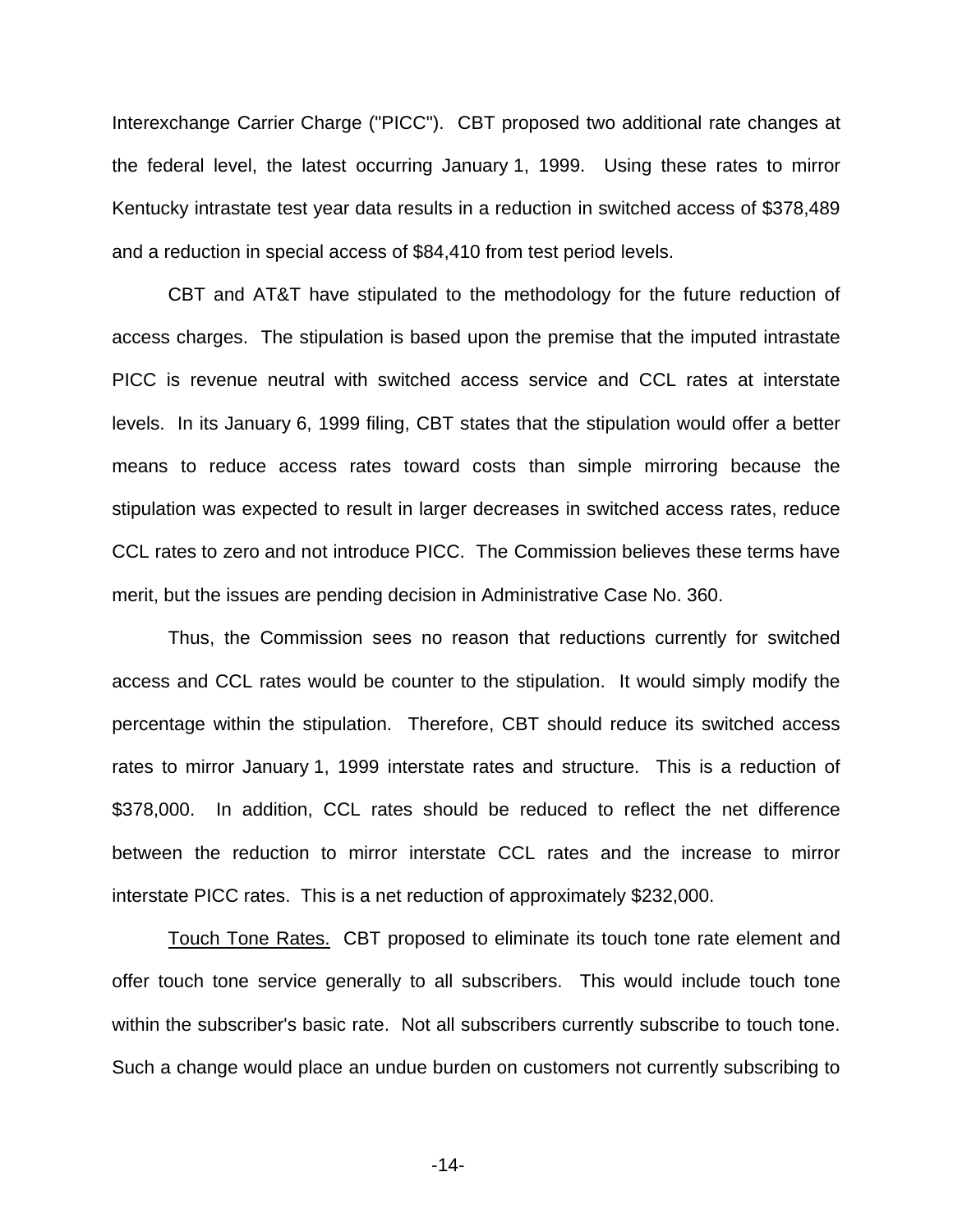Interexchange Carrier Charge ("PICC"). CBT proposed two additional rate changes at the federal level, the latest occurring January 1, 1999. Using these rates to mirror Kentucky intrastate test year data results in a reduction in switched access of $378,489 and a reduction in special access of $84,410 from test period levels.

CBT and AT&T have stipulated to the methodology for the future reduction of access charges. The stipulation is based upon the premise that the imputed intrastate PICC is revenue neutral with switched access service and CCL rates at interstate levels. In its January 6, 1999 filing, CBT states that the stipulation would offer a better means to reduce access rates toward costs than simple mirroring because the stipulation was expected to result in larger decreases in switched access rates, reduce CCL rates to zero and not introduce PICC. The Commission believes these terms have merit, but the issues are pending decision in Administrative Case No. 360.

Thus, the Commission sees no reason that reductions currently for switched access and CCL rates would be counter to the stipulation. It would simply modify the percentage within the stipulation. Therefore, CBT should reduce its switched access rates to mirror January 1, 1999 interstate rates and structure. This is a reduction of $378,000. In addition, CCL rates should be reduced to reflect the net difference between the reduction to mirror interstate CCL rates and the increase to mirror interstate PICC rates. This is a net reduction of approximately $232,000.

Touch Tone Rates. CBT proposed to eliminate its touch tone rate element and offer touch tone service generally to all subscribers. This would include touch tone within the subscriber's basic rate. Not all subscribers currently subscribe to touch tone. Such a change would place an undue burden on customers not currently subscribing to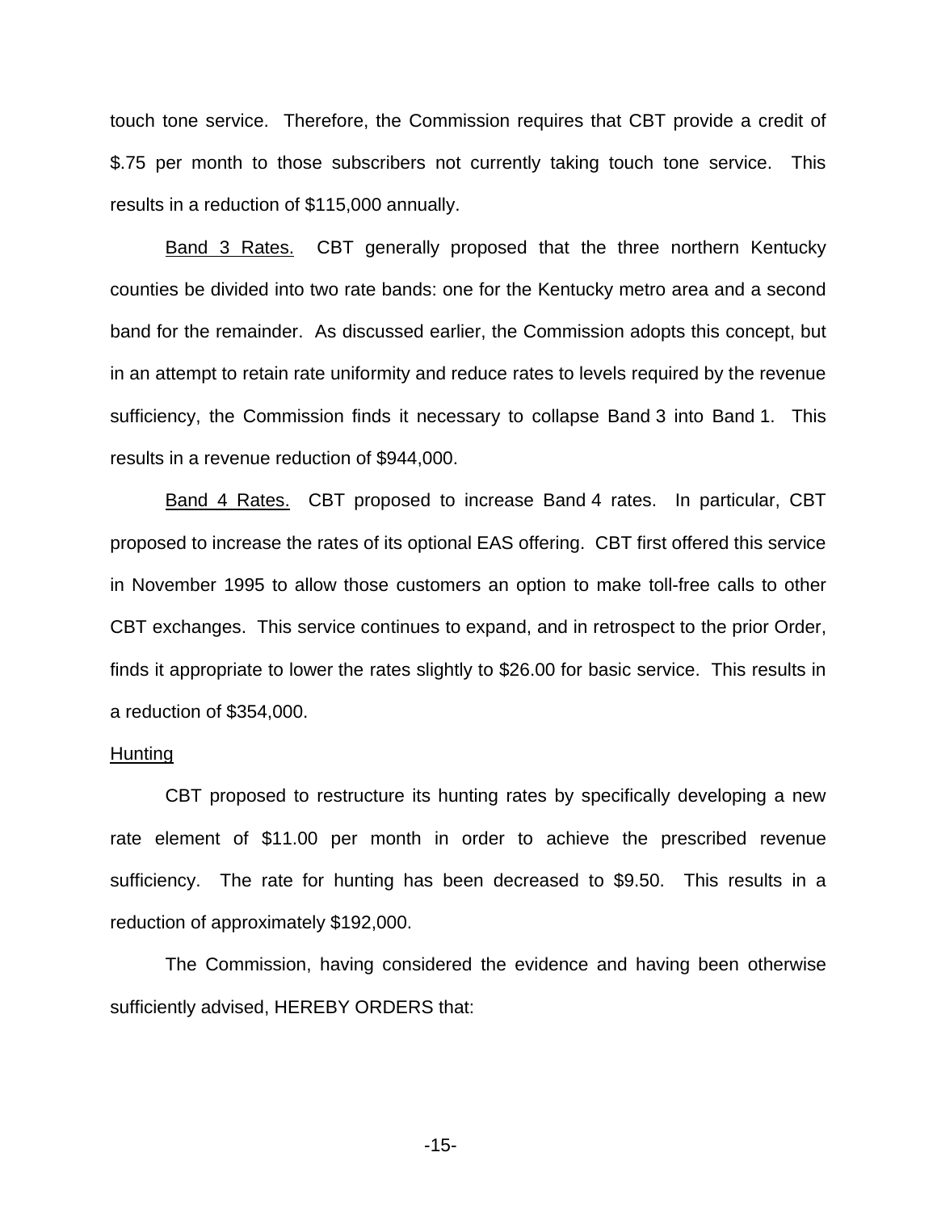touch tone service. Therefore, the Commission requires that CBT provide a credit of $.75 per month to those subscribers not currently taking touch tone service. This results in a reduction of $115,000 annually.

<u>Band 3 Rates.</u> CBT generally proposed that the three northern Kentucky counties be divided into two rate bands: one for the Kentucky metro area and a second band for the remainder. As discussed earlier, the Commission adopts this concept, but in an attempt to retain rate uniformity and reduce rates to levels required by the revenue sufficiency, the Commission finds it necessary to collapse Band 3 into Band 1. This results in a revenue reduction of $944,000.

<u>Band 4 Rates.</u> CBT proposed to increase Band 4 rates. In particular, CBT proposed to increase the rates of its optional EAS offering. CBT first offered this service in November 1995 to allow those customers an option to make toll-free calls to other CBT exchanges. This service continues to expand, and in retrospect to the prior Order, finds it appropriate to lower the rates slightly to $26.00 for basic service. This results in a reduction of $354,000.

<u>Hunting</u>

CBT proposed to restructure its hunting rates by specifically developing a new rate element of $11.00 per month in order to achieve the prescribed revenue sufficiency. The rate for hunting has been decreased to $9.50. This results in a reduction of approximately $192,000.

The Commission, having considered the evidence and having been otherwise sufficiently advised, HEREBY ORDERS that: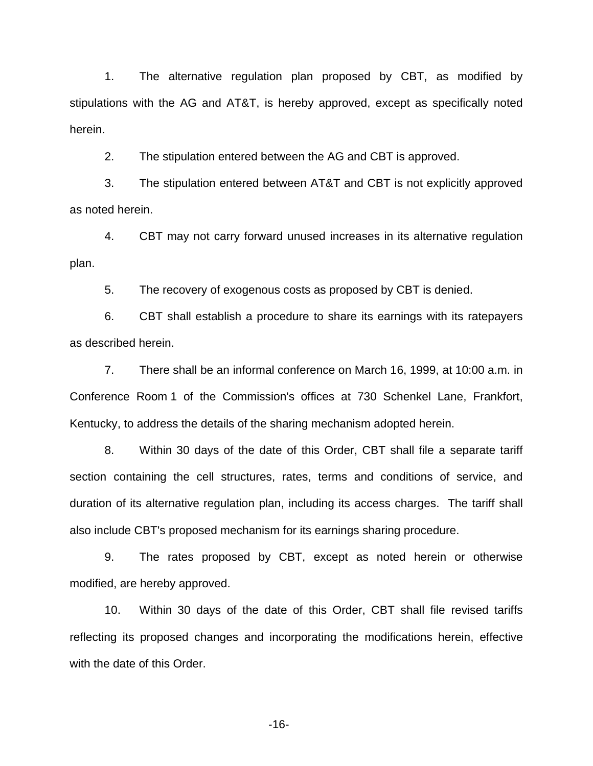1. The alternative regulation plan proposed by CBT, as modified by stipulations with the AG and AT&T, is hereby approved, except as specifically noted herein.

2. The stipulation entered between the AG and CBT is approved.

3. The stipulation entered between AT&T and CBT is not explicitly approved as noted herein.

4. CBT may not carry forward unused increases in its alternative regulation plan.

5. The recovery of exogenous costs as proposed by CBT is denied.

6. CBT shall establish a procedure to share its earnings with its ratepayers as described herein.

7. There shall be an informal conference on March 16, 1999, at 10:00 a.m. in Conference Room 1 of the Commission's offices at 730 Schenkel Lane, Frankfort, Kentucky, to address the details of the sharing mechanism adopted herein.

8. Within 30 days of the date of this Order, CBT shall file a separate tariff section containing the cell structures, rates, terms and conditions of service, and duration of its alternative regulation plan, including its access charges. The tariff shall also include CBT's proposed mechanism for its earnings sharing procedure.

9. The rates proposed by CBT, except as noted herein or otherwise modified, are hereby approved.

10. Within 30 days of the date of this Order, CBT shall file revised tariffs reflecting its proposed changes and incorporating the modifications herein, effective with the date of this Order.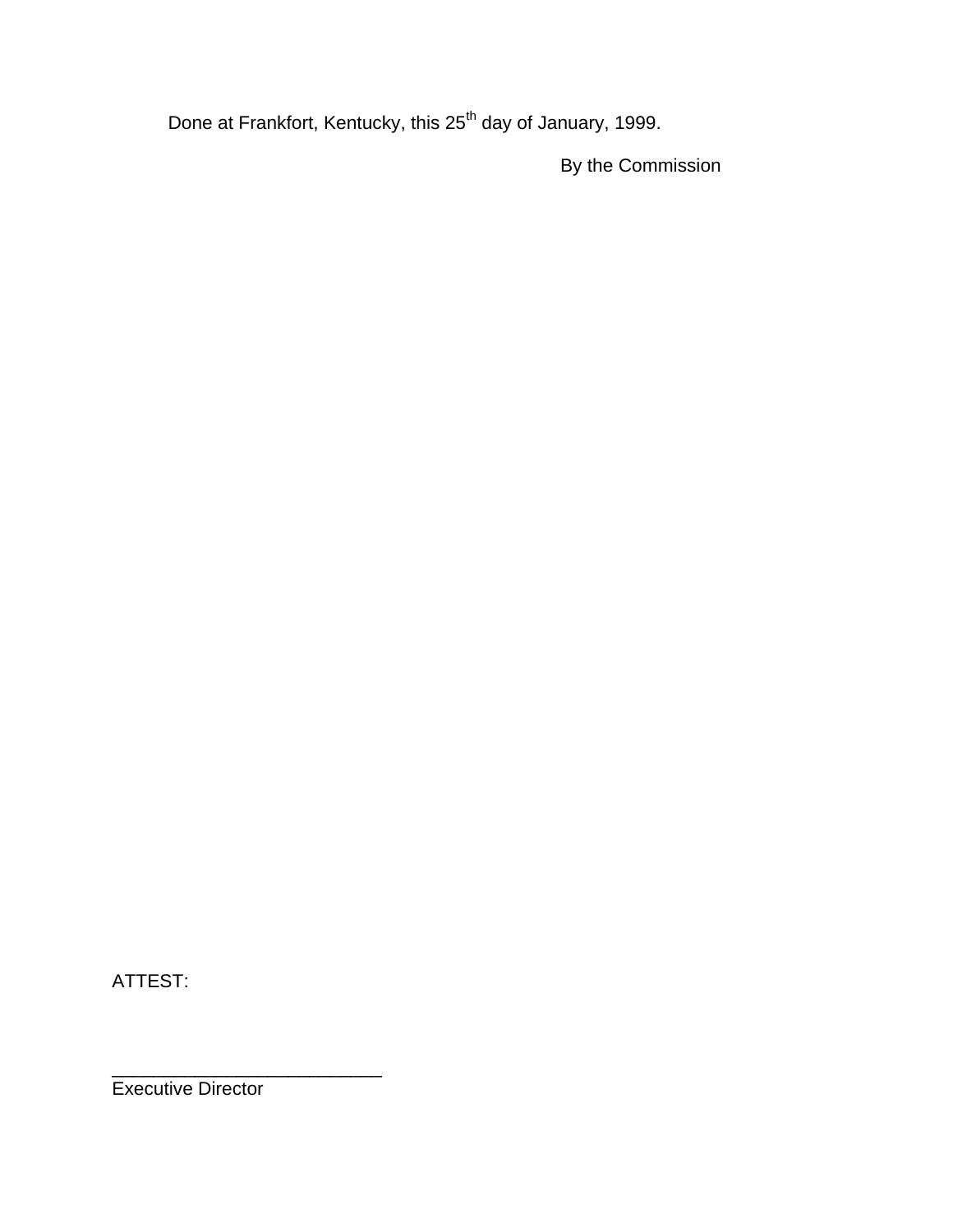Done at Frankfort, Kentucky, this 25th day of January, 1999.

By the Commission

ATTEST:

___________________________
Executive Director